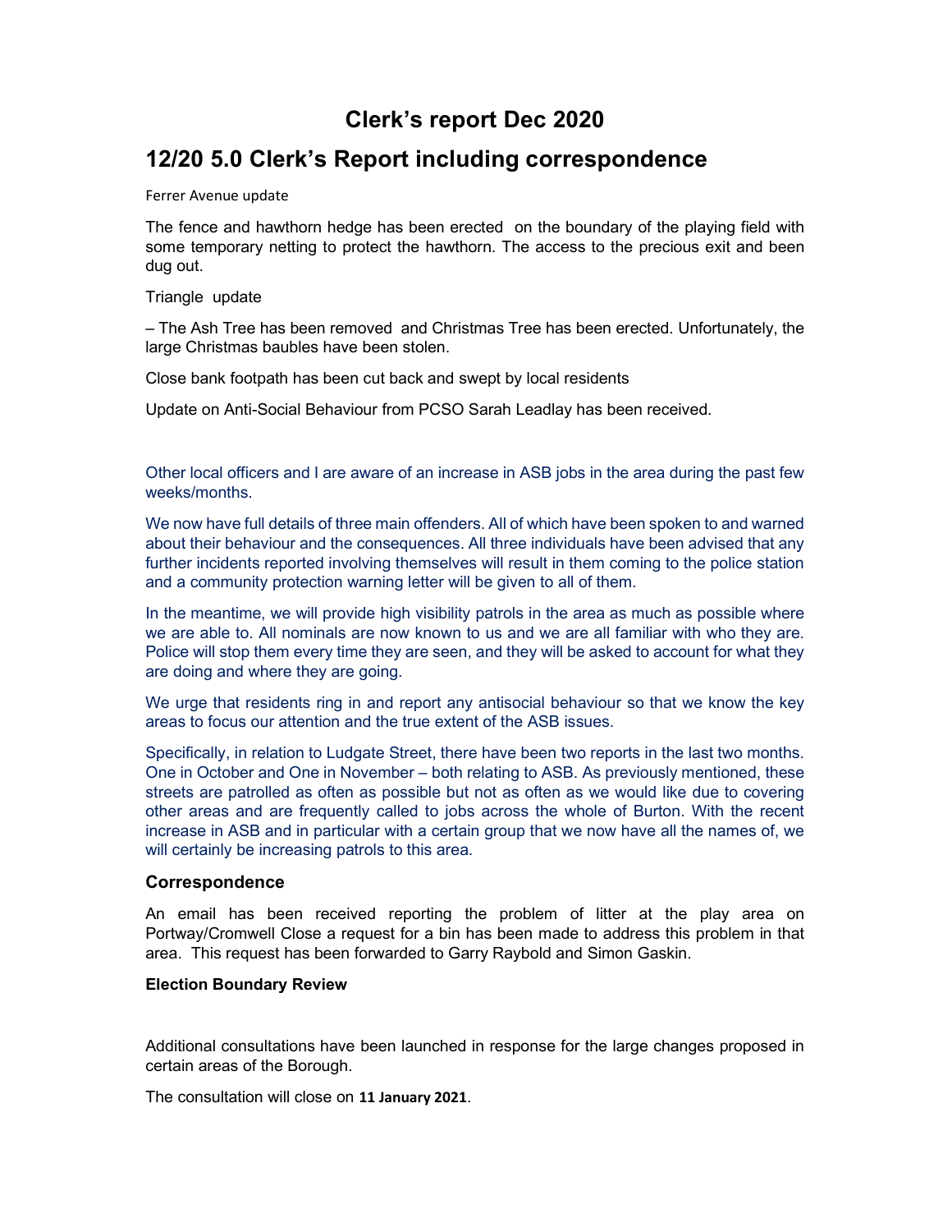# Clerk's report Dec 2020

## 12/20 5.0 Clerk's Report including correspondence

Ferrer Avenue update

The fence and hawthorn hedge has been erected on the boundary of the playing field with some temporary netting to protect the hawthorn. The access to the precious exit and been dug out.

Triangle update

– The Ash Tree has been removed and Christmas Tree has been erected. Unfortunately, the large Christmas baubles have been stolen.

Close bank footpath has been cut back and swept by local residents

Update on Anti-Social Behaviour from PCSO Sarah Leadlay has been received.

Other local officers and I are aware of an increase in ASB jobs in the area during the past few weeks/months.

We now have full details of three main offenders. All of which have been spoken to and warned about their behaviour and the consequences. All three individuals have been advised that any further incidents reported involving themselves will result in them coming to the police station and a community protection warning letter will be given to all of them.

In the meantime, we will provide high visibility patrols in the area as much as possible where we are able to. All nominals are now known to us and we are all familiar with who they are. Police will stop them every time they are seen, and they will be asked to account for what they are doing and where they are going.

We urge that residents ring in and report any antisocial behaviour so that we know the key areas to focus our attention and the true extent of the ASB issues.

Specifically, in relation to Ludgate Street, there have been two reports in the last two months. One in October and One in November – both relating to ASB. As previously mentioned, these streets are patrolled as often as possible but not as often as we would like due to covering other areas and are frequently called to jobs across the whole of Burton. With the recent increase in ASB and in particular with a certain group that we now have all the names of, we will certainly be increasing patrols to this area.

### Correspondence

An email has been received reporting the problem of litter at the play area on Portway/Cromwell Close a request for a bin has been made to address this problem in that area. This request has been forwarded to Garry Raybold and Simon Gaskin.

**Election Boundary Review**

Additional consultations have been launched in response for the large changes proposed in certain areas of the Borough.

The consultation will close on **11 January 2021**.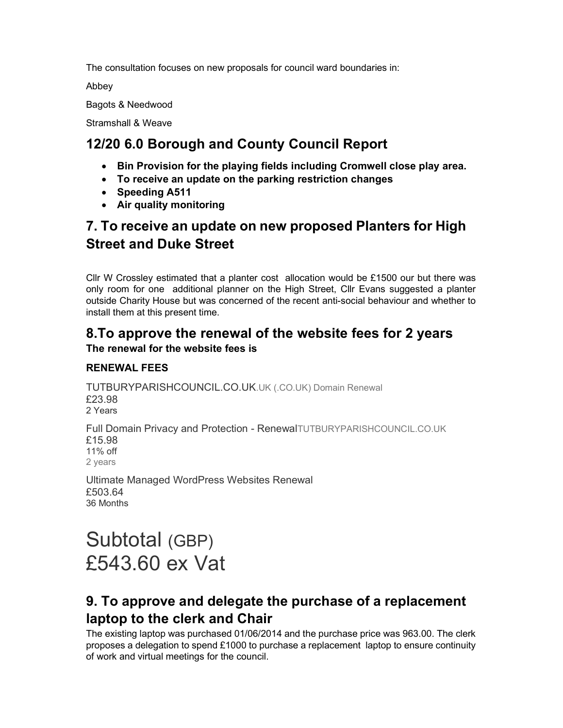The consultation focuses on new proposals for council ward boundaries in:

Abbey

Bagots & Needwood

Stramshall & Weave

## 12/20 6.0 Borough and County Council Report

- **Bin Provision for the playing fields including Cromwell close play area.**
- **To receive an update on the parking restriction changes**
- **Speeding A511**
- **Air quality monitoring**

## 7. To receive an update on new proposed Planters for High Street and Duke Street

Cllr W Crossley estimated that a planter cost allocation would be £1500 our but there was only room for one additional planner on the High Street, Cllr Evans suggested a planter outside Charity House but was concerned of the recent anti-social behaviour and whether to install them at this present time.

## 8.To approve the renewal of the website fees for 2 years

**The renewal for the website fees is**

### RENEWAL FEES

TUTBURYPARISHCOUNCIL.CO.UK.UK (.CO.UK) Domain Renewal
£23.98
2 Years

Full Domain Privacy and Protection - RenewalTUTBURYPARISHCOUNCIL.CO.UK
£15.98
11% off
2 years

Ultimate Managed WordPress Websites Renewal
£503.64
36 Months

# Subtotal (GBP) £543.60 ex Vat

## 9. To approve and delegate the purchase of a replacement laptop to the clerk and Chair

The existing laptop was purchased 01/06/2014 and the purchase price was 963.00. The clerk proposes a delegation to spend £1000 to purchase a replacement laptop to ensure continuity of work and virtual meetings for the council.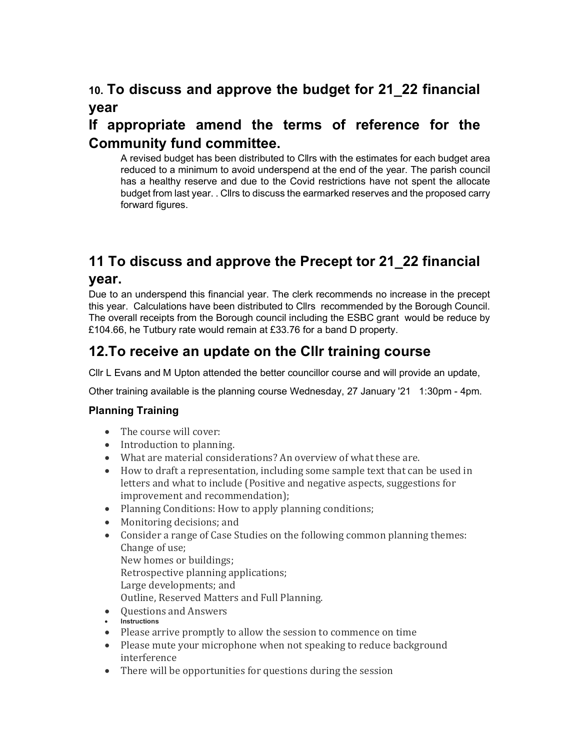## 10. To discuss and approve the budget for 21_22 financial year

## If appropriate amend the terms of reference for the Community fund committee.

A revised budget has been distributed to Cllrs with the estimates for each budget area reduced to a minimum to avoid underspend at the end of the year. The parish council has a healthy reserve and due to the Covid restrictions have not spent the allocate budget from last year. . Cllrs to discuss the earmarked reserves and the proposed carry forward figures.

## 11 To discuss and approve the Precept tor 21_22 financial year.

Due to an underspend this financial year. The clerk recommends no increase in the precept this year. Calculations have been distributed to Cllrs recommended by the Borough Council. The overall receipts from the Borough council including the ESBC grant would be reduce by £104.66, he Tutbury rate would remain at £33.76 for a band D property.

## 12.To receive an update on the Cllr training course

Cllr L Evans and M Upton attended the better councillor course and will provide an update,

Other training available is the planning course Wednesday, 27 January '21 1:30pm - 4pm.

### Planning Training

- The course will cover:
- Introduction to planning.
- What are material considerations? An overview of what these are.
- How to draft a representation, including some sample text that can be used in letters and what to include (Positive and negative aspects, suggestions for improvement and recommendation);
- Planning Conditions: How to apply planning conditions;
- Monitoring decisions; and
- Consider a range of Case Studies on the following common planning themes:
  Change of use;
  New homes or buildings;
  Retrospective planning applications;
  Large developments; and
  Outline, Reserved Matters and Full Planning.
- Questions and Answers
- **Instructions**
- Please arrive promptly to allow the session to commence on time
- Please mute your microphone when not speaking to reduce background interference
- There will be opportunities for questions during the session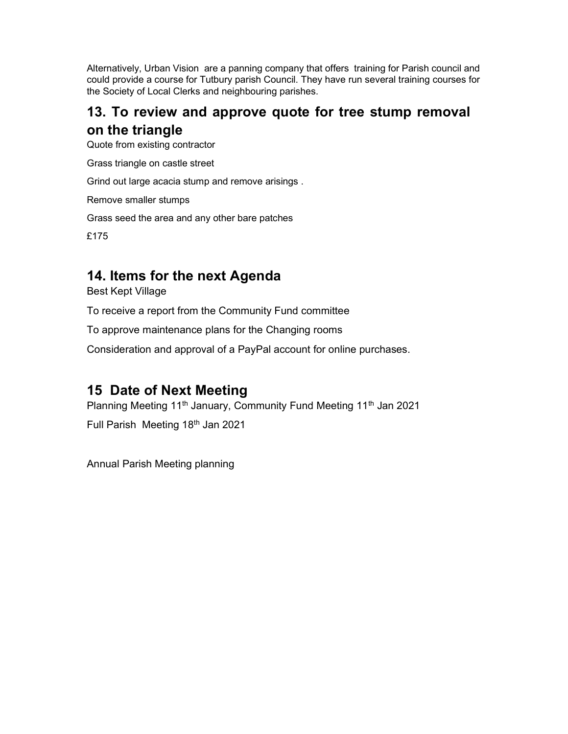Alternatively, Urban Vision are a panning company that offers training for Parish council and could provide a course for Tutbury parish Council. They have run several training courses for the Society of Local Clerks and neighbouring parishes.

## 13. To review and approve quote for tree stump removal on the triangle

Quote from existing contractor

Grass triangle on castle street

Grind out large acacia stump and remove arisings .

Remove smaller stumps

Grass seed the area and any other bare patches

£175

## 14. Items for the next Agenda

Best Kept Village

To receive a report from the Community Fund committee

To approve maintenance plans for the Changing rooms

Consideration and approval of a PayPal account for online purchases.

## 15 Date of Next Meeting

Planning Meeting 11th January, Community Fund Meeting 11th Jan 2021

Full Parish Meeting 18th Jan 2021

Annual Parish Meeting planning